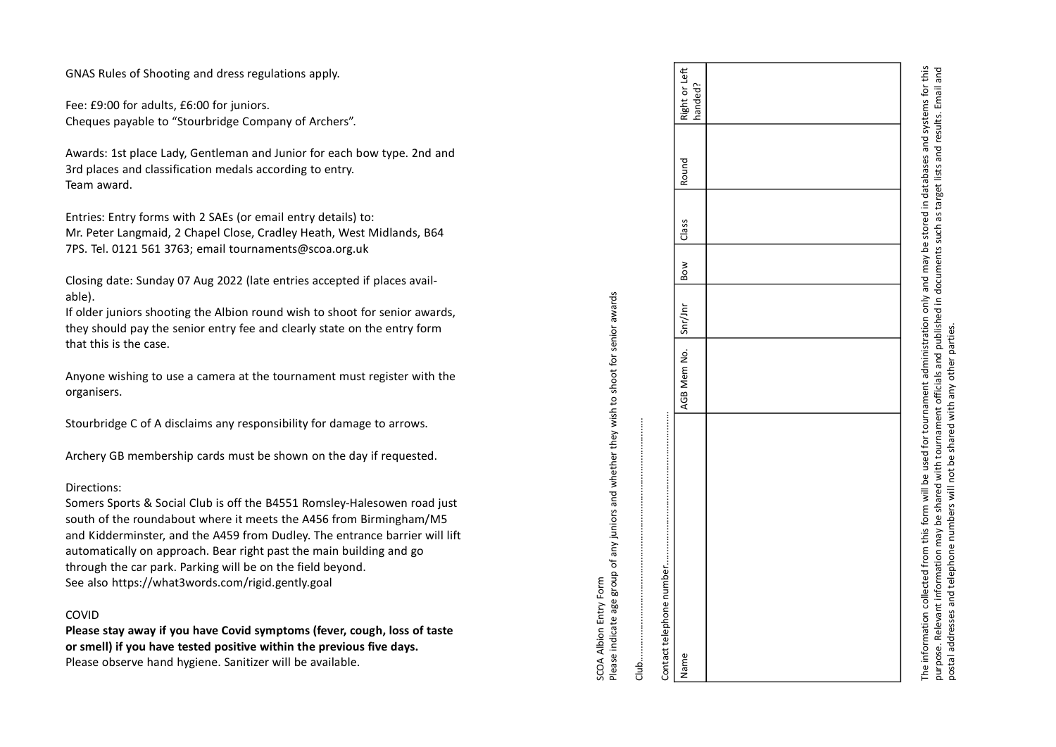GNAS Rules of Shooting and dress regulations apply.

Fee: £9:00 for adults, £6:00 for juniors.
Cheques payable to "Stourbridge Company of Archers".

Awards: 1st place Lady, Gentleman and Junior for each bow type. 2nd and 3rd places and classification medals according to entry.
Team award.

Entries: Entry forms with 2 SAEs (or email entry details) to:
Mr. Peter Langmaid, 2 Chapel Close, Cradley Heath, West Midlands, B64 7PS. Tel. 0121 561 3763; email tournaments@scoa.org.uk

Closing date: Sunday 07 Aug 2022 (late entries accepted if places available).
If older juniors shooting the Albion round wish to shoot for senior awards, they should pay the senior entry fee and clearly state on the entry form that this is the case.

Anyone wishing to use a camera at the tournament must register with the organisers.

Stourbridge C of A disclaims any responsibility for damage to arrows.

Archery GB membership cards must be shown on the day if requested.

Directions:
Somers Sports & Social Club is off the B4551 Romsley-Halesowen road just south of the roundabout where it meets the A456 from Birmingham/M5 and Kidderminster, and the A459 from Dudley. The entrance barrier will lift automatically on approach. Bear right past the main building and go through the car park. Parking will be on the field beyond.
See also https://what3words.com/rigid.gently.goal

COVID
**Please stay away if you have Covid symptoms (fever, cough, loss of taste or smell) if you have tested positive within the previous five days.**
Please observe hand hygiene. Sanitizer will be available.

SCOA Albion Entry Form
Please indicate age group of any juniors and whether they wish to shoot for senior awards

Club.......................................................

Contact telephone number.......................................................

| Name | AGB Mem No. | Snr/Jnr | Bow | Class | Round | Right or Left handed? |
|---|---|---|---|---|---|---|
| | | | | | | |

The information collected from this form will be used for tournament administration only and may be stored in databases and systems for this purpose. Relevant information may be shared with tournament officials and published in documents such as target lists and results. Email and postal addresses and telephone numbers will not be shared with any other parties.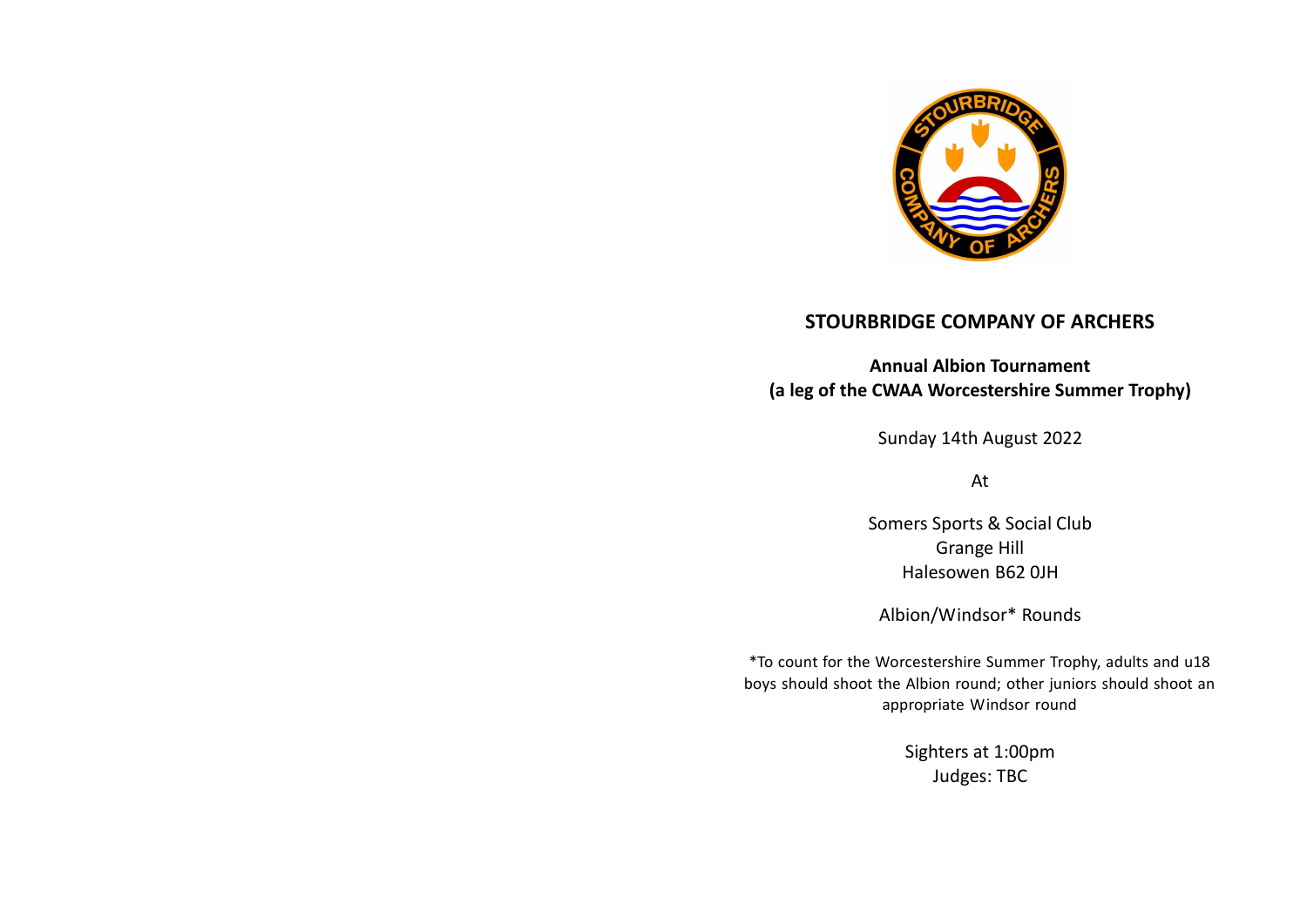# STOURBRIDGE COMPANY OF ARCHERS

**Annual Albion Tournament**
**(a leg of the CWAA Worcestershire Summer Trophy)**

Sunday 14th August 2022

At

Somers Sports & Social Club
Grange Hill
Halesowen B62 0JH

Albion/Windsor* Rounds

*To count for the Worcestershire Summer Trophy, adults and u18 boys should shoot the Albion round; other juniors should shoot an appropriate Windsor round

Sighters at 1:00pm
Judges: TBC